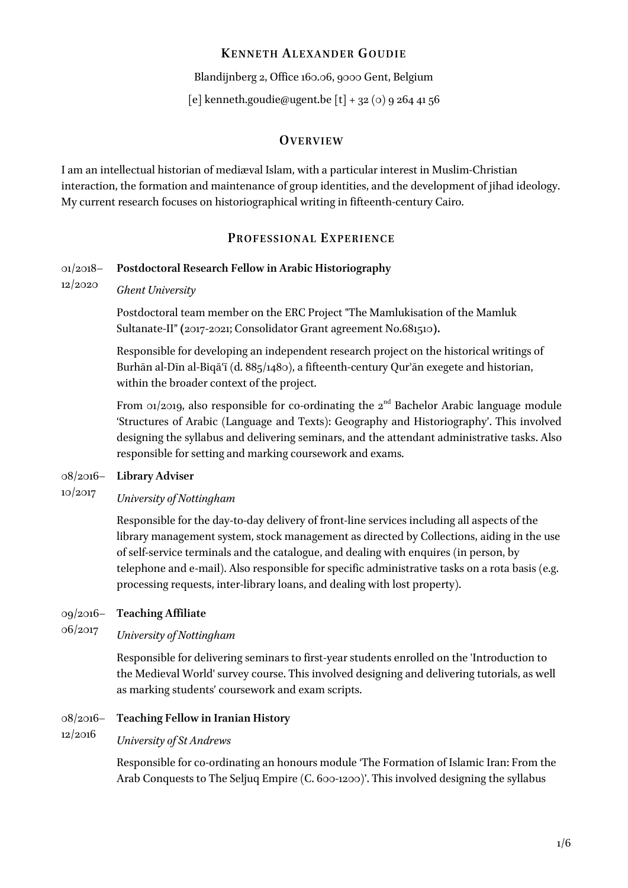# Kenneth Alexander Goudie

Blandijnberg 2, Office 160.06, 9000 Gent, Belgium

[e] kenneth.goudie@ugent.be [t] + 32 (0) 9 264 41 56

## Overview

I am an intellectual historian of mediæval Islam, with a particular interest in Muslim-Christian interaction, the formation and maintenance of group identities, and the development of jihad ideology. My current research focuses on historiographical writing in fifteenth-century Cairo.

## Professional Experience

01/2018–12/2020 **Postdoctoral Research Fellow in Arabic Historiography**

*Ghent University*

Postdoctoral team member on the ERC Project "The Mamlukisation of the Mamluk Sultanate-II" (2017-2021; Consolidator Grant agreement No.681510).

Responsible for developing an independent research project on the historical writings of Burhān al-Dīn al-Biqāʿī (d. 885/1480), a fifteenth-century Qurʾān exegete and historian, within the broader context of the project.

From 01/2019, also responsible for co-ordinating the 2nd Bachelor Arabic language module 'Structures of Arabic (Language and Texts): Geography and Historiography'. This involved designing the syllabus and delivering seminars, and the attendant administrative tasks. Also responsible for setting and marking coursework and exams.

08/2016–10/2017 **Library Adviser**

*University of Nottingham*

Responsible for the day-to-day delivery of front-line services including all aspects of the library management system, stock management as directed by Collections, aiding in the use of self-service terminals and the catalogue, and dealing with enquires (in person, by telephone and e-mail). Also responsible for specific administrative tasks on a rota basis (e.g. processing requests, inter-library loans, and dealing with lost property).

09/2016–06/2017 **Teaching Affiliate**

*University of Nottingham*

Responsible for delivering seminars to first-year students enrolled on the 'Introduction to the Medieval World' survey course. This involved designing and delivering tutorials, as well as marking students' coursework and exam scripts.

08/2016–12/2016 **Teaching Fellow in Iranian History**

*University of St Andrews*

Responsible for co-ordinating an honours module 'The Formation of Islamic Iran: From the Arab Conquests to The Seljuq Empire (C. 600-1200)'. This involved designing the syllabus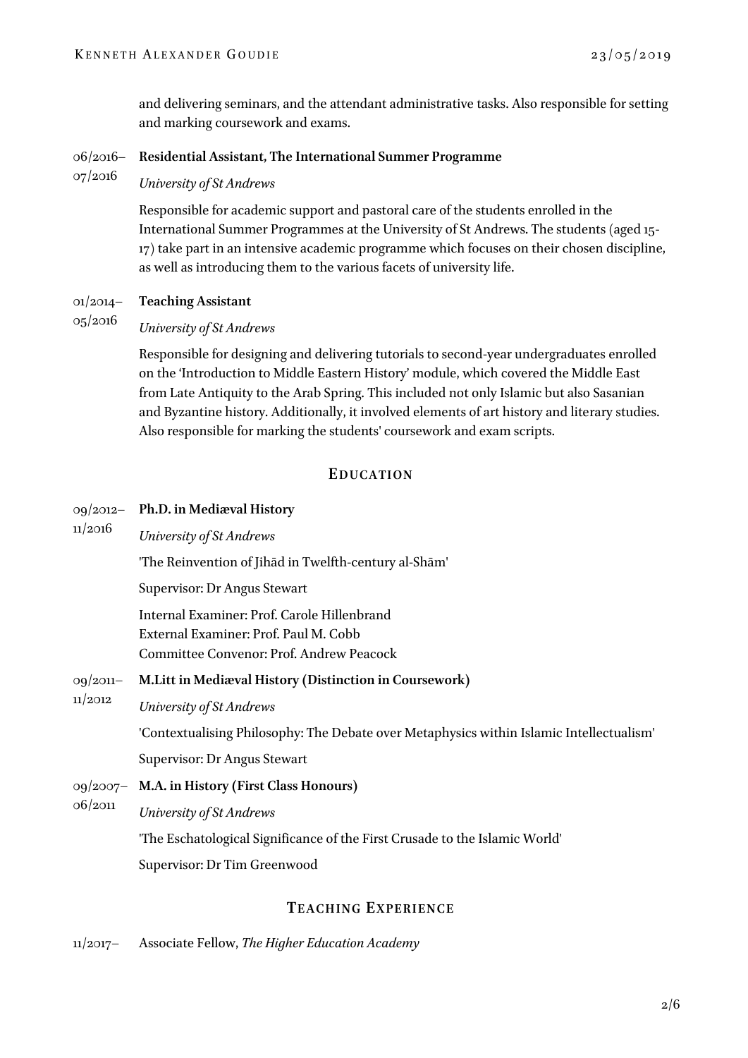and delivering seminars, and the attendant administrative tasks. Also responsible for setting and marking coursework and exams.

06/2016–07/2016 **Residential Assistant, The International Summer Programme**

*University of St Andrews*

Responsible for academic support and pastoral care of the students enrolled in the International Summer Programmes at the University of St Andrews. The students (aged 15-17) take part in an intensive academic programme which focuses on their chosen discipline, as well as introducing them to the various facets of university life.

01/2014–05/2016 **Teaching Assistant**

*University of St Andrews*

Responsible for designing and delivering tutorials to second-year undergraduates enrolled on the 'Introduction to Middle Eastern History' module, which covered the Middle East from Late Antiquity to the Arab Spring. This included not only Islamic but also Sasanian and Byzantine history. Additionally, it involved elements of art history and literary studies. Also responsible for marking the students' coursework and exam scripts.

## Education

09/2012–11/2016 **Ph.D. in Mediæval History**

*University of St Andrews*

'The Reinvention of Jihād in Twelfth-century al-Shām'

Supervisor: Dr Angus Stewart

Internal Examiner: Prof. Carole Hillenbrand
External Examiner: Prof. Paul M. Cobb
Committee Convenor: Prof. Andrew Peacock

09/2011–11/2012 **M.Litt in Mediæval History (Distinction in Coursework)**

*University of St Andrews*

'Contextualising Philosophy: The Debate over Metaphysics within Islamic Intellectualism'

Supervisor: Dr Angus Stewart

09/2007–06/2011 **M.A. in History (First Class Honours)**

*University of St Andrews*

'The Eschatological Significance of the First Crusade to the Islamic World'

Supervisor: Dr Tim Greenwood

## Teaching Experience

11/2017– Associate Fellow, *The Higher Education Academy*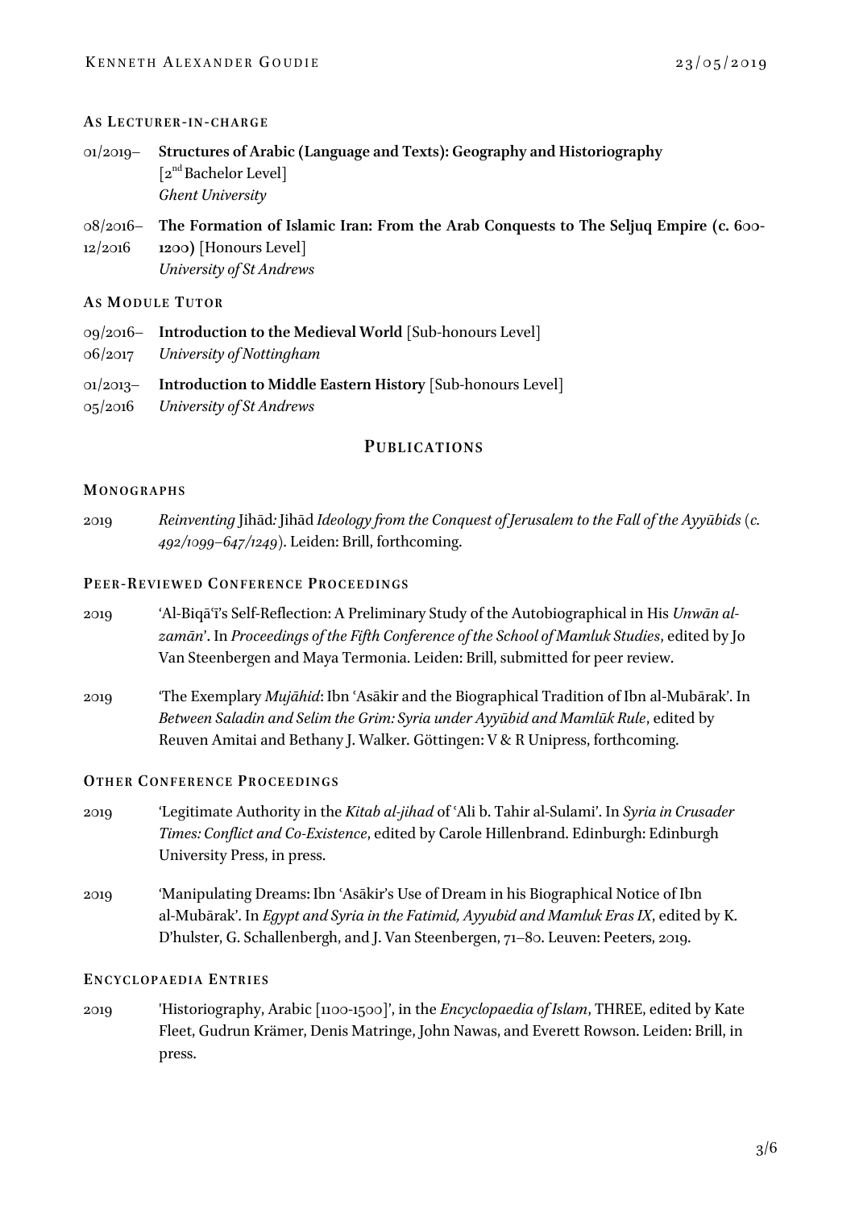### As Lecturer-in-charge

01/2019– **Structures of Arabic (Language and Texts): Geography and Historiography** [2nd Bachelor Level]
*Ghent University*

08/2016–12/2016 **The Formation of Islamic Iran: From the Arab Conquests to The Seljuq Empire (c. 600-1200)** [Honours Level]
*University of St Andrews*

### As Module Tutor

09/2016–06/2017 **Introduction to the Medieval World** [Sub-honours Level]
*University of Nottingham*

01/2013–05/2016 **Introduction to Middle Eastern History** [Sub-honours Level]
*University of St Andrews*

## Publications

### Monographs

2019 *Reinventing* Jihād*:* Jihād *Ideology from the Conquest of Jerusalem to the Fall of the Ayyūbids* (*c. 492/1099–647/1249*). Leiden: Brill, forthcoming.

### Peer-Reviewed Conference Proceedings

2019 'Al-Biqāʿī's Self-Reflection: A Preliminary Study of the Autobiographical in His *Unwān al-zamān*'. In *Proceedings of the Fifth Conference of the School of Mamluk Studies*, edited by Jo Van Steenbergen and Maya Termonia. Leiden: Brill, submitted for peer review.

2019 'The Exemplary *Mujāhid*: Ibn ʿAsākir and the Biographical Tradition of Ibn al-Mubārak'. In *Between Saladin and Selim the Grim: Syria under Ayyūbid and Mamlūk Rule*, edited by Reuven Amitai and Bethany J. Walker. Göttingen: V & R Unipress, forthcoming.

### Other Conference Proceedings

2019 'Legitimate Authority in the *Kitab al-jihad* of ʿAli b. Tahir al-Sulami'. In *Syria in Crusader Times: Conflict and Co-Existence*, edited by Carole Hillenbrand. Edinburgh: Edinburgh University Press, in press.

2019 'Manipulating Dreams: Ibn ʿAsākir's Use of Dream in his Biographical Notice of Ibn al-Mubārak'. In *Egypt and Syria in the Fatimid, Ayyubid and Mamluk Eras IX*, edited by K. D'hulster, G. Schallenbergh, and J. Van Steenbergen, 71–80. Leuven: Peeters, 2019.

### Encyclopaedia Entries

2019 'Historiography, Arabic [1100-1500]', in the *Encyclopaedia of Islam*, THREE, edited by Kate Fleet, Gudrun Krämer, Denis Matringe, John Nawas, and Everett Rowson. Leiden: Brill, in press.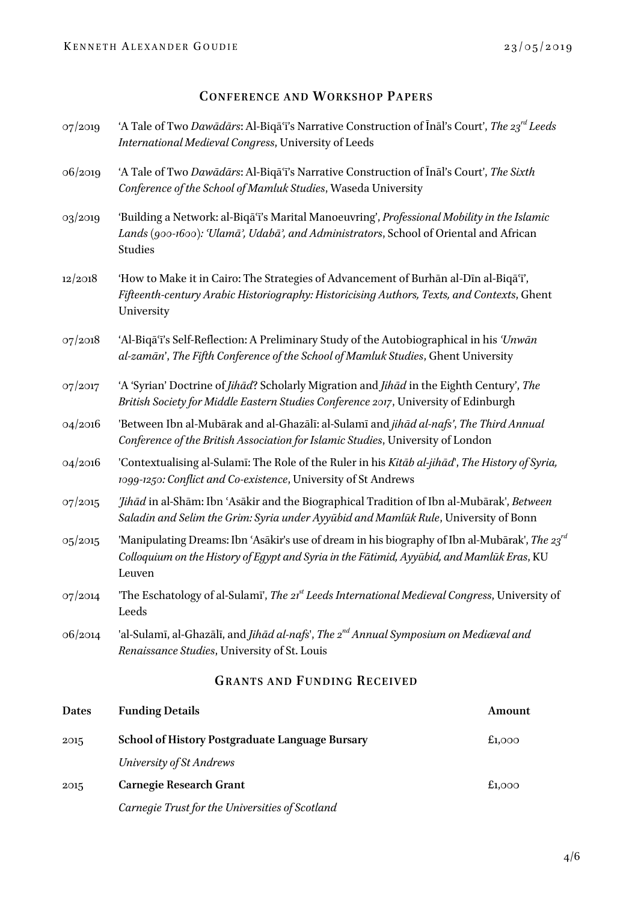## Conference and Workshop Papers

07/2019 'A Tale of Two *Dawādārs*: Al-Biqāʿī's Narrative Construction of Īnāl's Court', *The 23rd Leeds International Medieval Congress*, University of Leeds

06/2019 'A Tale of Two *Dawādārs*: Al-Biqāʿī's Narrative Construction of Īnāl's Court', *The Sixth Conference of the School of Mamluk Studies*, Waseda University

03/2019 'Building a Network: al-Biqāʿī's Marital Manoeuvring', *Professional Mobility in the Islamic Lands (900-1600): 'Ulamā', Udabā', and Administrators*, School of Oriental and African Studies

12/2018 'How to Make it in Cairo: The Strategies of Advancement of Burhān al-Dīn al-Biqāʿī', *Fifteenth-century Arabic Historiography: Historicising Authors, Texts, and Contexts*, Ghent University

07/2018 'Al-Biqāʿī's Self-Reflection: A Preliminary Study of the Autobiographical in his *'Unwān al-zamān*', *The Fifth Conference of the School of Mamluk Studies*, Ghent University

07/2017 'A 'Syrian' Doctrine of *Jihād*? Scholarly Migration and *Jihād* in the Eighth Century', *The British Society for Middle Eastern Studies Conference 2017*, University of Edinburgh

04/2016 'Between Ibn al-Mubārak and al-Ghazālī: al-Sulamī and *jihād al-nafs*', *The Third Annual Conference of the British Association for Islamic Studies*, University of London

04/2016 'Contextualising al-Sulamī: The Role of the Ruler in his *Kitāb al-jihād*', *The History of Syria, 1099-1250: Conflict and Co-existence*, University of St Andrews

07/2015 '*Jihād* in al-Shām: Ibn ʿAsākir and the Biographical Tradition of Ibn al-Mubārak', *Between Saladin and Selim the Grim: Syria under Ayyūbid and Mamlūk Rule*, University of Bonn

05/2015 'Manipulating Dreams: Ibn ʿAsākir's use of dream in his biography of Ibn al-Mubārak', *The 23rd Colloquium on the History of Egypt and Syria in the Fātimid, Ayyūbid, and Mamlūk Eras*, KU Leuven

07/2014 'The Eschatology of al-Sulamī', *The 21st Leeds International Medieval Congress*, University of Leeds

06/2014 'al-Sulamī, al-Ghazālī, and *Jihād al-nafs*', *The 2nd Annual Symposium on Mediæval and Renaissance Studies*, University of St. Louis

## Grants and Funding Received

| Dates | Funding Details | Amount |
|---|---|---|
| 2015 | **School of History Postgraduate Language Bursary**<br>*University of St Andrews* | £1,000 |
| 2015 | **Carnegie Research Grant**<br>*Carnegie Trust for the Universities of Scotland* | £1,000 |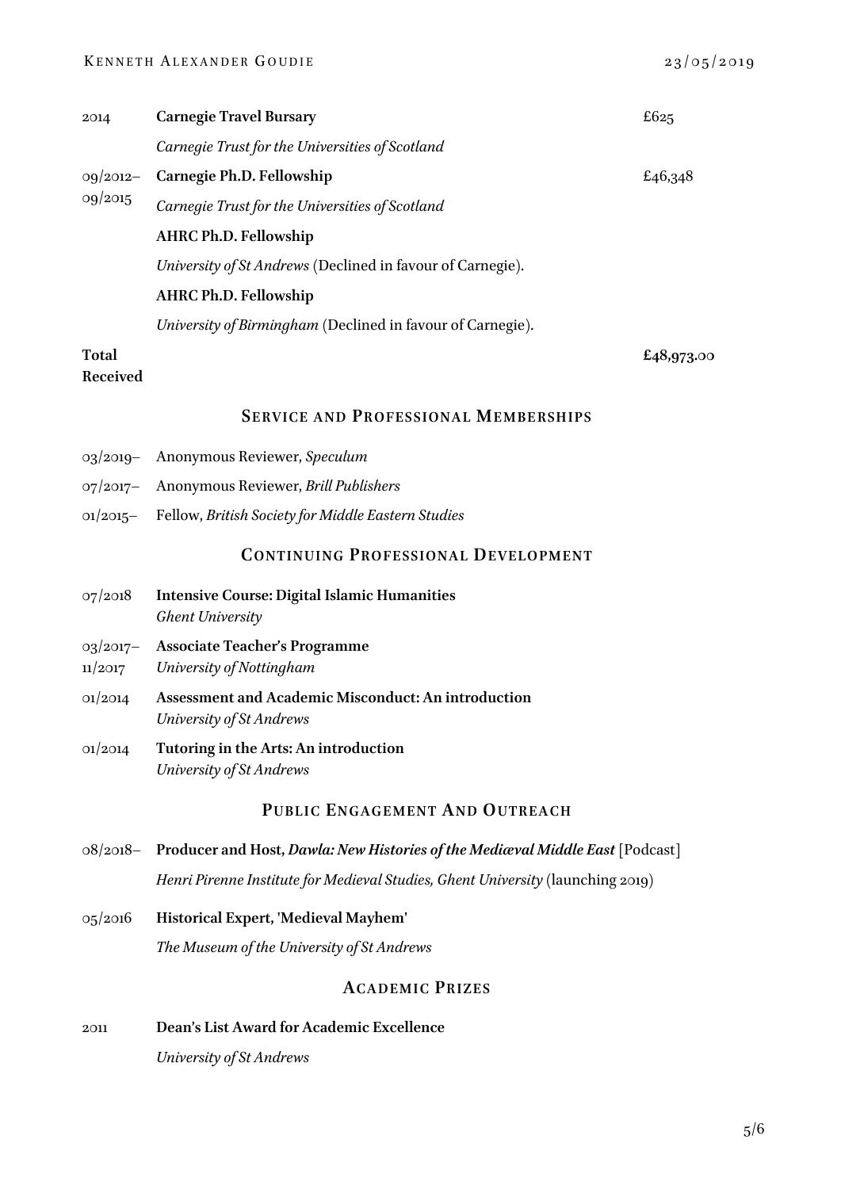| | | |
|---|---|---|
| 2014 | **Carnegie Travel Bursary**<br>*Carnegie Trust for the Universities of Scotland* | £625 |
| 09/2012–09/2015 | **Carnegie Ph.D. Fellowship**<br>*Carnegie Trust for the Universities of Scotland* | £46,348 |
| | **AHRC Ph.D. Fellowship**<br>*University of St Andrews* (Declined in favour of Carnegie). | |
| | **AHRC Ph.D. Fellowship**<br>*University of Birmingham* (Declined in favour of Carnegie). | |
| **Total Received** | | **£48,973.00** |

## Service and Professional Memberships

- 03/2019– Anonymous Reviewer, *Speculum*
- 07/2017– Anonymous Reviewer, *Brill Publishers*
- 01/2015– Fellow, *British Society for Middle Eastern Studies*

## Continuing Professional Development

07/2018 **Intensive Course: Digital Islamic Humanities**
*Ghent University*

03/2017–11/2017 **Associate Teacher's Programme**
*University of Nottingham*

01/2014 **Assessment and Academic Misconduct: An introduction**
*University of St Andrews*

01/2014 **Tutoring in the Arts: An introduction**
*University of St Andrews*

## Public Engagement And Outreach

08/2018– **Producer and Host, *Dawla: New Histories of the Mediæval Middle East*** [Podcast]
*Henri Pirenne Institute for Medieval Studies, Ghent University* (launching 2019)

05/2016 **Historical Expert, 'Medieval Mayhem'**
*The Museum of the University of St Andrews*

## Academic Prizes

2011 **Dean's List Award for Academic Excellence**
*University of St Andrews*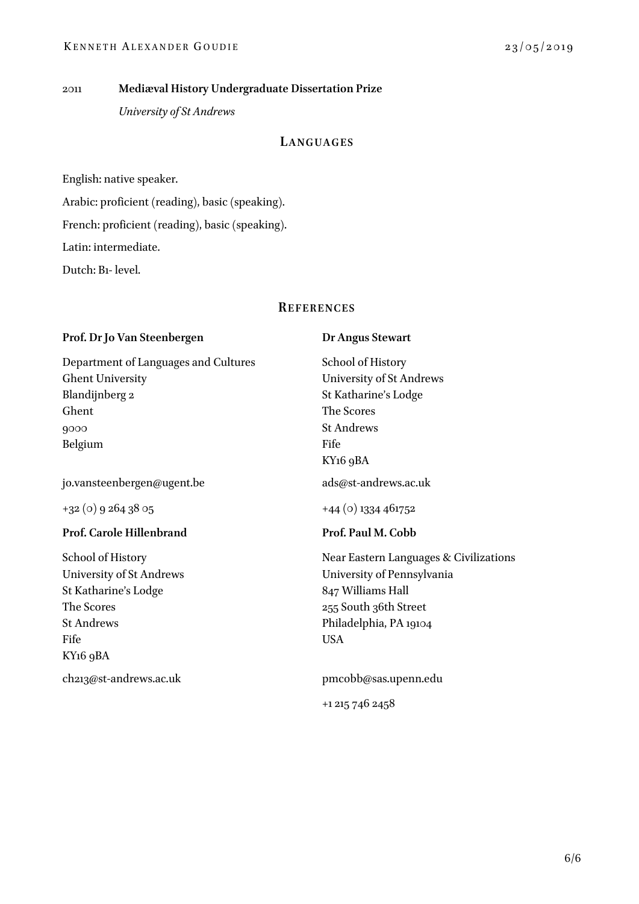2011 **Mediæval History Undergraduate Dissertation Prize**

*University of St Andrews*

## Languages

English: native speaker.

Arabic: proficient (reading), basic (speaking).

French: proficient (reading), basic (speaking).

Latin: intermediate.

Dutch: B1- level.

## References

**Prof. Dr Jo Van Steenbergen**

Department of Languages and Cultures
Ghent University
Blandijnberg 2
Ghent
9000
Belgium

jo.vansteenbergen@ugent.be

+32 (0) 9 264 38 05

**Dr Angus Stewart**

School of History
University of St Andrews
St Katharine's Lodge
The Scores
St Andrews
Fife
KY16 9BA

ads@st-andrews.ac.uk

+44 (0) 1334 461752

**Prof. Carole Hillenbrand**

School of History
University of St Andrews
St Katharine's Lodge
The Scores
St Andrews
Fife
KY16 9BA

ch213@st-andrews.ac.uk

**Prof. Paul M. Cobb**

Near Eastern Languages & Civilizations
University of Pennsylvania
847 Williams Hall
255 South 36th Street
Philadelphia, PA 19104
USA

pmcobb@sas.upenn.edu

+1 215 746 2458